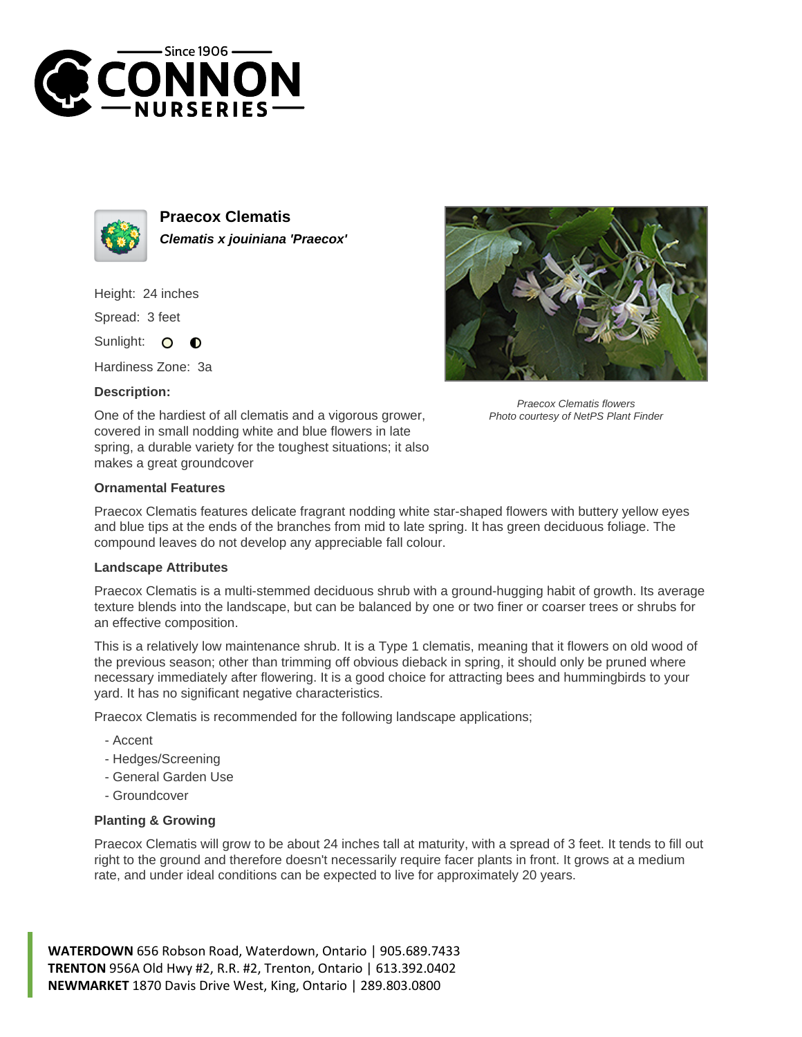Since 1906
CONNON
NURSERIES

## Praecox Clematis

***Clematis x jouiniana 'Praecox'***

Height: 24 inches

Spread: 3 feet

Sunlight: ○ ◐

Hardiness Zone: 3a

### Description:

One of the hardiest of all clematis and a vigorous grower, covered in small nodding white and blue flowers in late spring, a durable variety for the toughest situations; it also makes a great groundcover

*Praecox Clematis flowers*
*Photo courtesy of NetPS Plant Finder*

### Ornamental Features

Praecox Clematis features delicate fragrant nodding white star-shaped flowers with buttery yellow eyes and blue tips at the ends of the branches from mid to late spring. It has green deciduous foliage. The compound leaves do not develop any appreciable fall colour.

### Landscape Attributes

Praecox Clematis is a multi-stemmed deciduous shrub with a ground-hugging habit of growth. Its average texture blends into the landscape, but can be balanced by one or two finer or coarser trees or shrubs for an effective composition.

This is a relatively low maintenance shrub. It is a Type 1 clematis, meaning that it flowers on old wood of the previous season; other than trimming off obvious dieback in spring, it should only be pruned where necessary immediately after flowering. It is a good choice for attracting bees and hummingbirds to your yard. It has no significant negative characteristics.

Praecox Clematis is recommended for the following landscape applications;

- Accent
- Hedges/Screening
- General Garden Use
- Groundcover

### Planting & Growing

Praecox Clematis will grow to be about 24 inches tall at maturity, with a spread of 3 feet. It tends to fill out right to the ground and therefore doesn't necessarily require facer plants in front. It grows at a medium rate, and under ideal conditions can be expected to live for approximately 20 years.

**WATERDOWN** 656 Robson Road, Waterdown, Ontario | 905.689.7433
**TRENTON** 956A Old Hwy #2, R.R. #2, Trenton, Ontario | 613.392.0402
**NEWMARKET** 1870 Davis Drive West, King, Ontario | 289.803.0800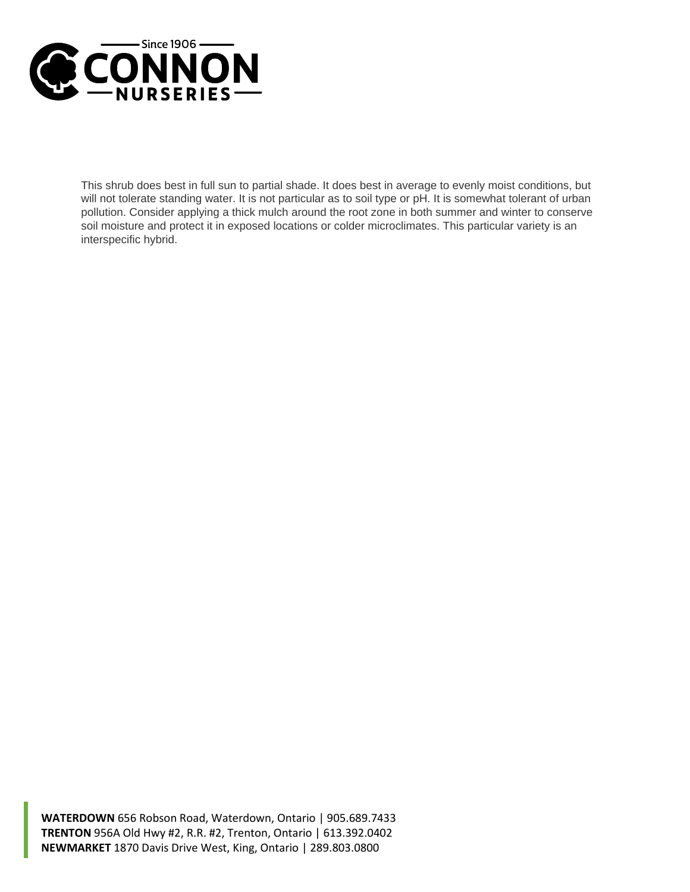This shrub does best in full sun to partial shade. It does best in average to evenly moist conditions, but will not tolerate standing water. It is not particular as to soil type or pH. It is somewhat tolerant of urban pollution. Consider applying a thick mulch around the root zone in both summer and winter to conserve soil moisture and protect it in exposed locations or colder microclimates. This particular variety is an interspecific hybrid.